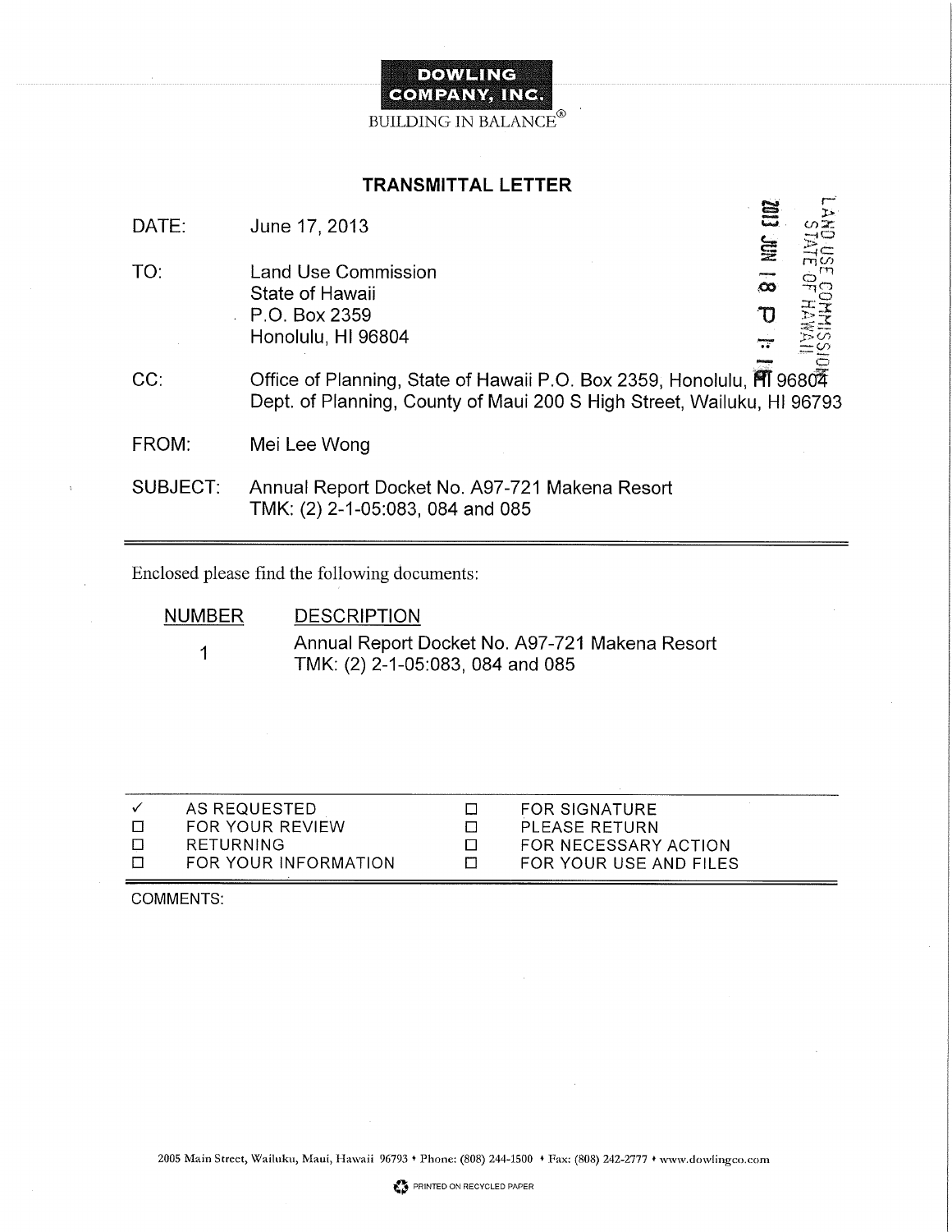**DOWLING COMPANY, INC.**

BUILDING IN BALANCE®

## TRANSMITTAL LETTER

LAND USE COMMISSION
STATE OF HAWAII
2013 JUN 18 P 1:19

DATE: June 17, 2013

TO: Land Use Commission
State of Hawaii
P.O. Box 2359
Honolulu, HI 96804

CC: Office of Planning, State of Hawaii P.O. Box 2359, Honolulu, HI 96804
Dept. of Planning, County of Maui 200 S High Street, Wailuku, HI 96793

FROM: Mei Lee Wong

SUBJECT: Annual Report Docket No. A97-721 Makena Resort
TMK: (2) 2-1-05:083, 084 and 085

---

Enclosed please find the following documents:

| NUMBER | DESCRIPTION |
| --- | --- |
| 1 | Annual Report Docket No. A97-721 Makena Resort<br>TMK: (2) 2-1-05:083, 084 and 085 |

---

| | | | |
| --- | --- | --- | --- |
| ✓ | AS REQUESTED | ☐ | FOR SIGNATURE |
| ☐ | FOR YOUR REVIEW | ☐ | PLEASE RETURN |
| ☐ | RETURNING | ☐ | FOR NECESSARY ACTION |
| ☐ | FOR YOUR INFORMATION | ☐ | FOR YOUR USE AND FILES |

COMMENTS:

2005 Main Street, Wailuku, Maui, Hawaii 96793 • Phone: (808) 244-1500 • Fax: (808) 242-2777 • www.dowlingco.com

PRINTED ON RECYCLED PAPER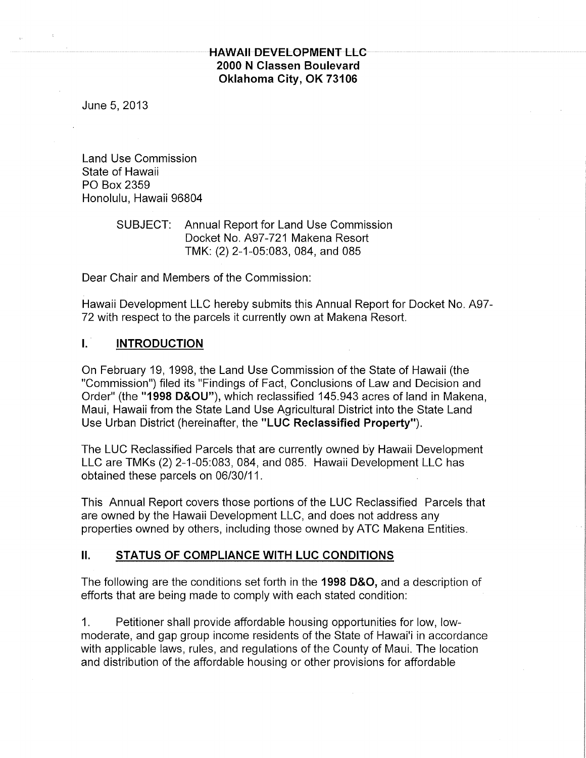**HAWAII DEVELOPMENT LLC**
**2000 N Classen Boulevard**
**Oklahoma City, OK 73106**

June 5, 2013

Land Use Commission
State of Hawaii
PO Box 2359
Honolulu, Hawaii 96804

SUBJECT: Annual Report for Land Use Commission
Docket No. A97-721 Makena Resort
TMK: (2) 2-1-05:083, 084, and 085

Dear Chair and Members of the Commission:

Hawaii Development LLC hereby submits this Annual Report for Docket No. A97-72 with respect to the parcels it currently own at Makena Resort.

## I. INTRODUCTION

On February 19, 1998, the Land Use Commission of the State of Hawaii (the "Commission") filed its "Findings of Fact, Conclusions of Law and Decision and Order" (the **"1998 D&OU"**), which reclassified 145.943 acres of land in Makena, Maui, Hawaii from the State Land Use Agricultural District into the State Land Use Urban District (hereinafter, the **"LUC Reclassified Property"**).

The LUC Reclassified Parcels that are currently owned by Hawaii Development LLC are TMKs (2) 2-1-05:083, 084, and 085. Hawaii Development LLC has obtained these parcels on 06/30/11.

This Annual Report covers those portions of the LUC Reclassified Parcels that are owned by the Hawaii Development LLC, and does not address any properties owned by others, including those owned by ATC Makena Entities.

## II. STATUS OF COMPLIANCE WITH LUC CONDITIONS

The following are the conditions set forth in the **1998 D&O,** and a description of efforts that are being made to comply with each stated condition:

1. Petitioner shall provide affordable housing opportunities for low, low-moderate, and gap group income residents of the State of Hawai'i in accordance with applicable laws, rules, and regulations of the County of Maui. The location and distribution of the affordable housing or other provisions for affordable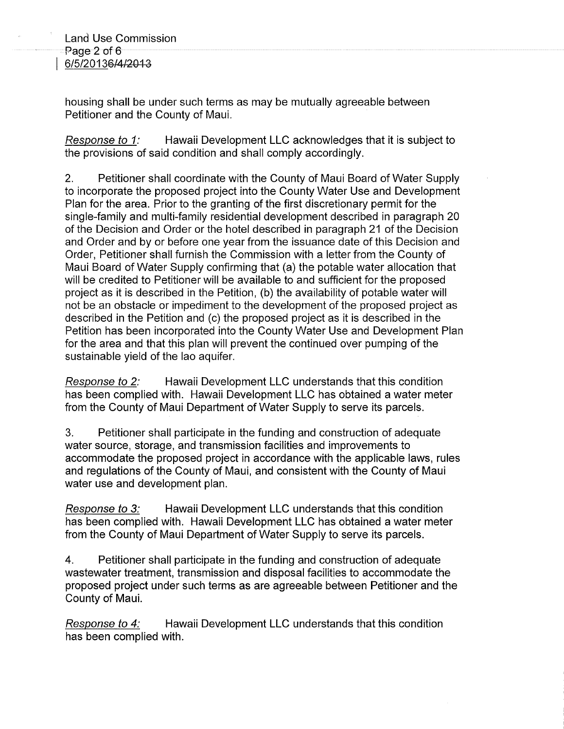housing shall be under such terms as may be mutually agreeable between Petitioner and the County of Maui.

*Response to 1:* Hawaii Development LLC acknowledges that it is subject to the provisions of said condition and shall comply accordingly.

2. Petitioner shall coordinate with the County of Maui Board of Water Supply to incorporate the proposed project into the County Water Use and Development Plan for the area. Prior to the granting of the first discretionary permit for the single-family and multi-family residential development described in paragraph 20 of the Decision and Order or the hotel described in paragraph 21 of the Decision and Order and by or before one year from the issuance date of this Decision and Order, Petitioner shall furnish the Commission with a letter from the County of Maui Board of Water Supply confirming that (a) the potable water allocation that will be credited to Petitioner will be available to and sufficient for the proposed project as it is described in the Petition, (b) the availability of potable water will not be an obstacle or impediment to the development of the proposed project as described in the Petition and (c) the proposed project as it is described in the Petition has been incorporated into the County Water Use and Development Plan for the area and that this plan will prevent the continued over pumping of the sustainable yield of the lao aquifer.

*Response to 2:* Hawaii Development LLC understands that this condition has been complied with. Hawaii Development LLC has obtained a water meter from the County of Maui Department of Water Supply to serve its parcels.

3. Petitioner shall participate in the funding and construction of adequate water source, storage, and transmission facilities and improvements to accommodate the proposed project in accordance with the applicable laws, rules and regulations of the County of Maui, and consistent with the County of Maui water use and development plan.

*Response to 3:* Hawaii Development LLC understands that this condition has been complied with. Hawaii Development LLC has obtained a water meter from the County of Maui Department of Water Supply to serve its parcels.

4. Petitioner shall participate in the funding and construction of adequate wastewater treatment, transmission and disposal facilities to accommodate the proposed project under such terms as are agreeable between Petitioner and the County of Maui.

*Response to 4:* Hawaii Development LLC understands that this condition has been complied with.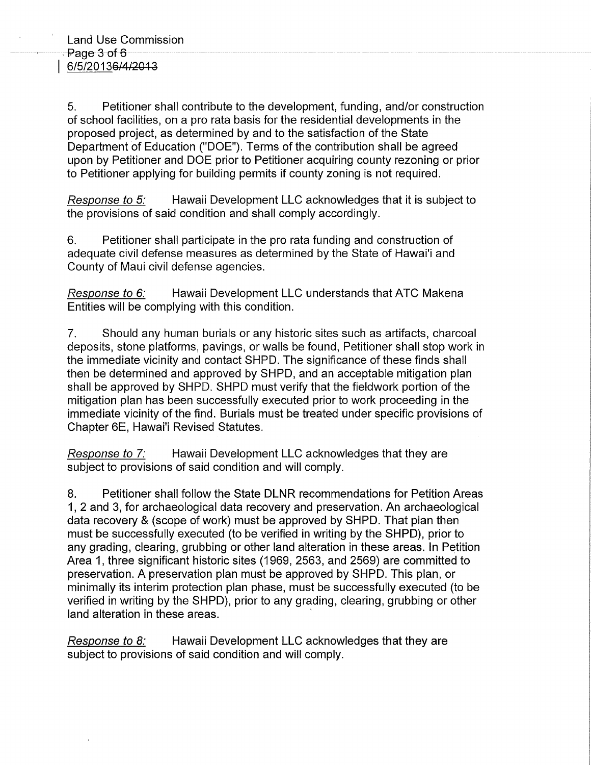5. Petitioner shall contribute to the development, funding, and/or construction of school facilities, on a pro rata basis for the residential developments in the proposed project, as determined by and to the satisfaction of the State Department of Education ("DOE"). Terms of the contribution shall be agreed upon by Petitioner and DOE prior to Petitioner acquiring county rezoning or prior to Petitioner applying for building permits if county zoning is not required.

*Response to 5:* Hawaii Development LLC acknowledges that it is subject to the provisions of said condition and shall comply accordingly.

6. Petitioner shall participate in the pro rata funding and construction of adequate civil defense measures as determined by the State of Hawai'i and County of Maui civil defense agencies.

*Response to 6:* Hawaii Development LLC understands that ATC Makena Entities will be complying with this condition.

7. Should any human burials or any historic sites such as artifacts, charcoal deposits, stone platforms, pavings, or walls be found, Petitioner shall stop work in the immediate vicinity and contact SHPD. The significance of these finds shall then be determined and approved by SHPD, and an acceptable mitigation plan shall be approved by SHPD. SHPD must verify that the fieldwork portion of the mitigation plan has been successfully executed prior to work proceeding in the immediate vicinity of the find. Burials must be treated under specific provisions of Chapter 6E, Hawai'i Revised Statutes.

*Response to 7:* Hawaii Development LLC acknowledges that they are subject to provisions of said condition and will comply.

8. Petitioner shall follow the State DLNR recommendations for Petition Areas 1, 2 and 3, for archaeological data recovery and preservation. An archaeological data recovery & (scope of work) must be approved by SHPD. That plan then must be successfully executed (to be verified in writing by the SHPD), prior to any grading, clearing, grubbing or other land alteration in these areas. In Petition Area 1, three significant historic sites (1969, 2563, and 2569) are committed to preservation. A preservation plan must be approved by SHPD. This plan, or minimally its interim protection plan phase, must be successfully executed (to be verified in writing by the SHPD), prior to any grading, clearing, grubbing or other land alteration in these areas.

*Response to 8:* Hawaii Development LLC acknowledges that they are subject to provisions of said condition and will comply.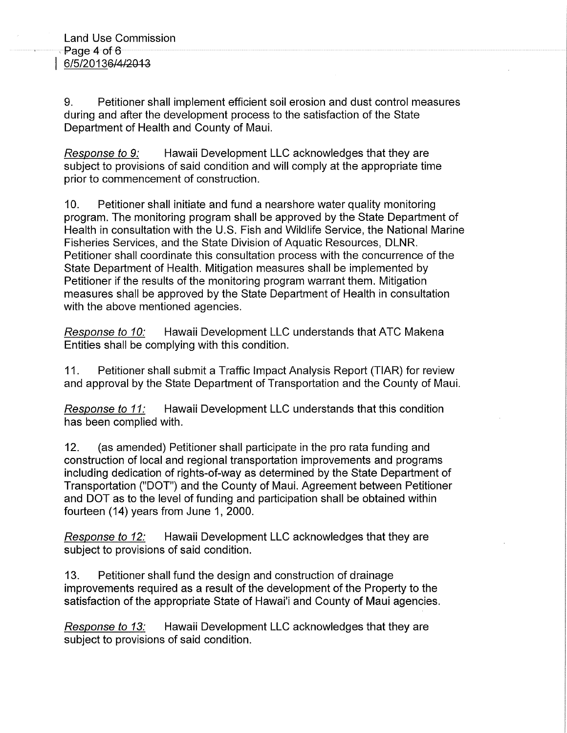9. Petitioner shall implement efficient soil erosion and dust control measures during and after the development process to the satisfaction of the State Department of Health and County of Maui.

*Response to 9:* Hawaii Development LLC acknowledges that they are subject to provisions of said condition and will comply at the appropriate time prior to commencement of construction.

10. Petitioner shall initiate and fund a nearshore water quality monitoring program. The monitoring program shall be approved by the State Department of Health in consultation with the U.S. Fish and Wildlife Service, the National Marine Fisheries Services, and the State Division of Aquatic Resources, DLNR. Petitioner shall coordinate this consultation process with the concurrence of the State Department of Health. Mitigation measures shall be implemented by Petitioner if the results of the monitoring program warrant them. Mitigation measures shall be approved by the State Department of Health in consultation with the above mentioned agencies.

*Response to 10:* Hawaii Development LLC understands that ATC Makena Entities shall be complying with this condition.

11. Petitioner shall submit a Traffic Impact Analysis Report (TIAR) for review and approval by the State Department of Transportation and the County of Maui.

*Response to 11:* Hawaii Development LLC understands that this condition has been complied with.

12. (as amended) Petitioner shall participate in the pro rata funding and construction of local and regional transportation improvements and programs including dedication of rights-of-way as determined by the State Department of Transportation ("DOT") and the County of Maui. Agreement between Petitioner and DOT as to the level of funding and participation shall be obtained within fourteen (14) years from June 1, 2000.

*Response to 12:* Hawaii Development LLC acknowledges that they are subject to provisions of said condition.

13. Petitioner shall fund the design and construction of drainage improvements required as a result of the development of the Property to the satisfaction of the appropriate State of Hawai'i and County of Maui agencies.

*Response to 13:* Hawaii Development LLC acknowledges that they are subject to provisions of said condition.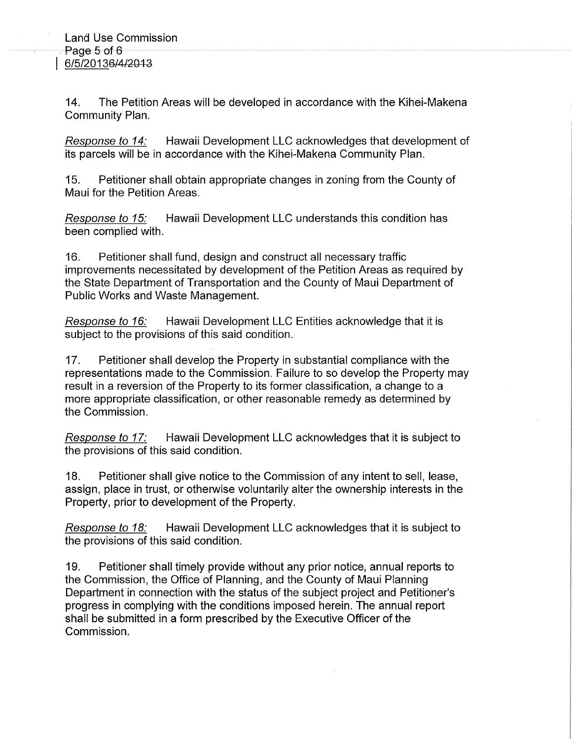14. The Petition Areas will be developed in accordance with the Kihei-Makena Community Plan.

*Response to 14:* Hawaii Development LLC acknowledges that development of its parcels will be in accordance with the Kihei-Makena Community Plan.

15. Petitioner shall obtain appropriate changes in zoning from the County of Maui for the Petition Areas.

*Response to 15:* Hawaii Development LLC understands this condition has been complied with.

16. Petitioner shall fund, design and construct all necessary traffic improvements necessitated by development of the Petition Areas as required by the State Department of Transportation and the County of Maui Department of Public Works and Waste Management.

*Response to 16:* Hawaii Development LLC Entities acknowledge that it is subject to the provisions of this said condition.

17. Petitioner shall develop the Property in substantial compliance with the representations made to the Commission. Failure to so develop the Property may result in a reversion of the Property to its former classification, a change to a more appropriate classification, or other reasonable remedy as determined by the Commission.

*Response to 17:* Hawaii Development LLC acknowledges that it is subject to the provisions of this said condition.

18. Petitioner shall give notice to the Commission of any intent to sell, lease, assign, place in trust, or otherwise voluntarily alter the ownership interests in the Property, prior to development of the Property.

*Response to 18:* Hawaii Development LLC acknowledges that it is subject to the provisions of this said condition.

19. Petitioner shall timely provide without any prior notice, annual reports to the Commission, the Office of Planning, and the County of Maui Planning Department in connection with the status of the subject project and Petitioner's progress in complying with the conditions imposed herein. The annual report shall be submitted in a form prescribed by the Executive Officer of the Commission.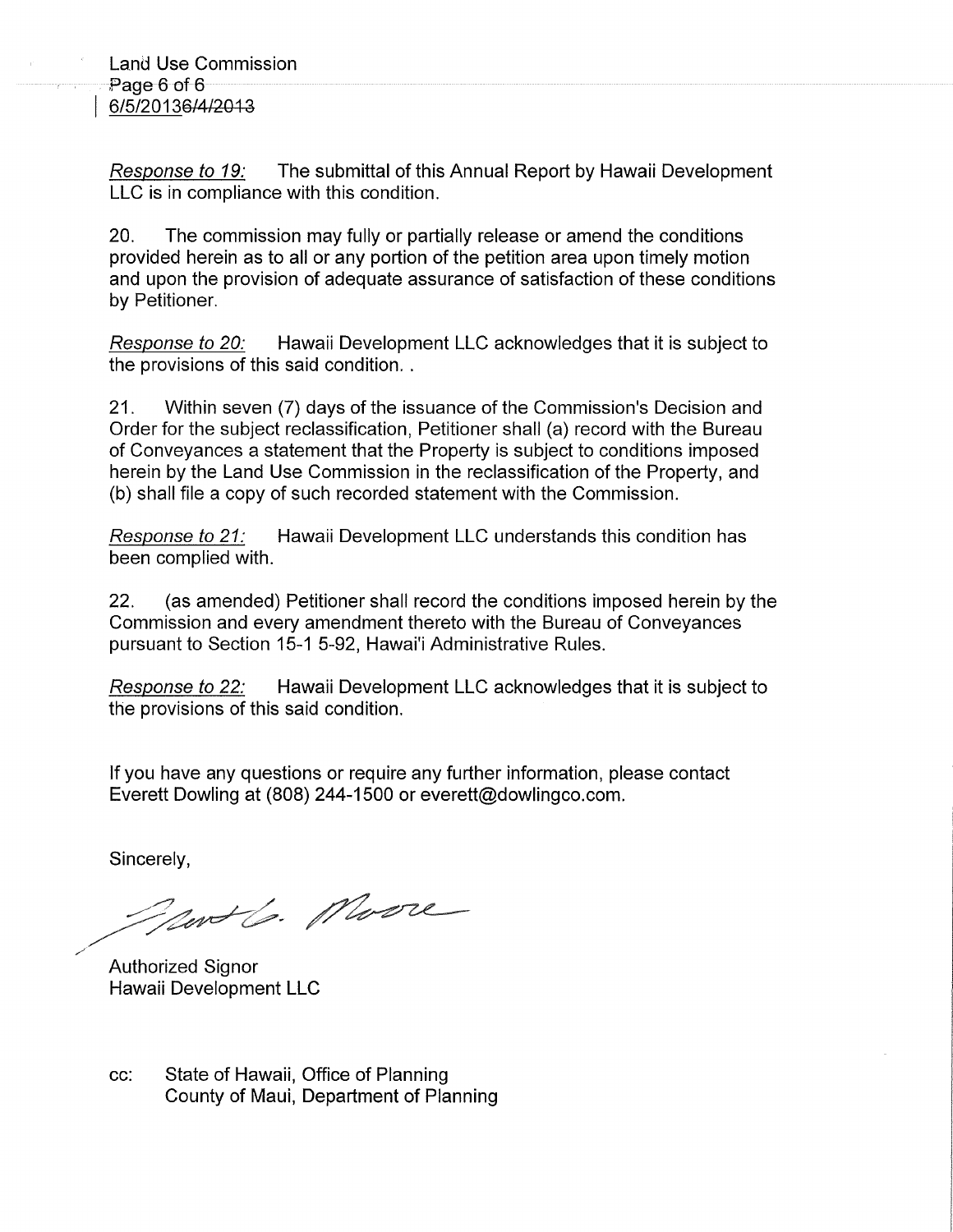*Response to 19:* The submittal of this Annual Report by Hawaii Development LLC is in compliance with this condition.

20. The commission may fully or partially release or amend the conditions provided herein as to all or any portion of the petition area upon timely motion and upon the provision of adequate assurance of satisfaction of these conditions by Petitioner.

*Response to 20:* Hawaii Development LLC acknowledges that it is subject to the provisions of this said condition. .

21. Within seven (7) days of the issuance of the Commission's Decision and Order for the subject reclassification, Petitioner shall (a) record with the Bureau of Conveyances a statement that the Property is subject to conditions imposed herein by the Land Use Commission in the reclassification of the Property, and (b) shall file a copy of such recorded statement with the Commission.

*Response to 21:* Hawaii Development LLC understands this condition has been complied with.

22. (as amended) Petitioner shall record the conditions imposed herein by the Commission and every amendment thereto with the Bureau of Conveyances pursuant to Section 15-1 5-92, Hawai'i Administrative Rules.

*Response to 22:* Hawaii Development LLC acknowledges that it is subject to the provisions of this said condition.

If you have any questions or require any further information, please contact Everett Dowling at (808) 244-1500 or everett@dowlingco.com.

Sincerely,

Authorized Signor
Hawaii Development LLC

cc: State of Hawaii, Office of Planning
County of Maui, Department of Planning